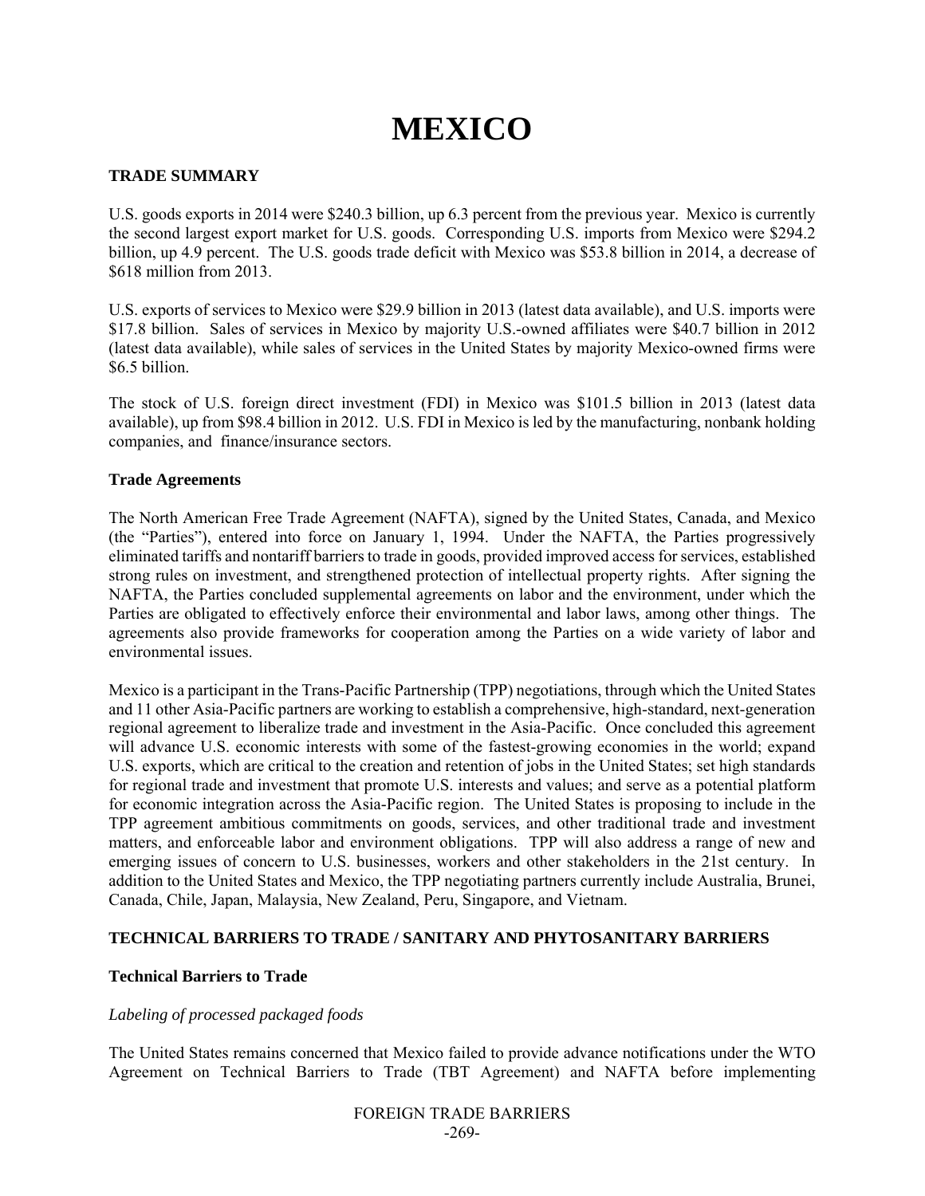# MEXICO

## TRADE SUMMARY

U.S. goods exports in 2014 were $240.3 billion, up 6.3 percent from the previous year. Mexico is currently the second largest export market for U.S. goods. Corresponding U.S. imports from Mexico were $294.2 billion, up 4.9 percent. The U.S. goods trade deficit with Mexico was $53.8 billion in 2014, a decrease of $618 million from 2013.

U.S. exports of services to Mexico were $29.9 billion in 2013 (latest data available), and U.S. imports were $17.8 billion. Sales of services in Mexico by majority U.S.-owned affiliates were $40.7 billion in 2012 (latest data available), while sales of services in the United States by majority Mexico-owned firms were $6.5 billion.

The stock of U.S. foreign direct investment (FDI) in Mexico was $101.5 billion in 2013 (latest data available), up from $98.4 billion in 2012. U.S. FDI in Mexico is led by the manufacturing, nonbank holding companies, and finance/insurance sectors.

### Trade Agreements

The North American Free Trade Agreement (NAFTA), signed by the United States, Canada, and Mexico (the "Parties"), entered into force on January 1, 1994. Under the NAFTA, the Parties progressively eliminated tariffs and nontariff barriers to trade in goods, provided improved access for services, established strong rules on investment, and strengthened protection of intellectual property rights. After signing the NAFTA, the Parties concluded supplemental agreements on labor and the environment, under which the Parties are obligated to effectively enforce their environmental and labor laws, among other things. The agreements also provide frameworks for cooperation among the Parties on a wide variety of labor and environmental issues.

Mexico is a participant in the Trans-Pacific Partnership (TPP) negotiations, through which the United States and 11 other Asia-Pacific partners are working to establish a comprehensive, high-standard, next-generation regional agreement to liberalize trade and investment in the Asia-Pacific. Once concluded this agreement will advance U.S. economic interests with some of the fastest-growing economies in the world; expand U.S. exports, which are critical to the creation and retention of jobs in the United States; set high standards for regional trade and investment that promote U.S. interests and values; and serve as a potential platform for economic integration across the Asia-Pacific region. The United States is proposing to include in the TPP agreement ambitious commitments on goods, services, and other traditional trade and investment matters, and enforceable labor and environment obligations. TPP will also address a range of new and emerging issues of concern to U.S. businesses, workers and other stakeholders in the 21st century. In addition to the United States and Mexico, the TPP negotiating partners currently include Australia, Brunei, Canada, Chile, Japan, Malaysia, New Zealand, Peru, Singapore, and Vietnam.

## TECHNICAL BARRIERS TO TRADE / SANITARY AND PHYTOSANITARY BARRIERS

### Technical Barriers to Trade

*Labeling of processed packaged foods*

The United States remains concerned that Mexico failed to provide advance notifications under the WTO Agreement on Technical Barriers to Trade (TBT Agreement) and NAFTA before implementing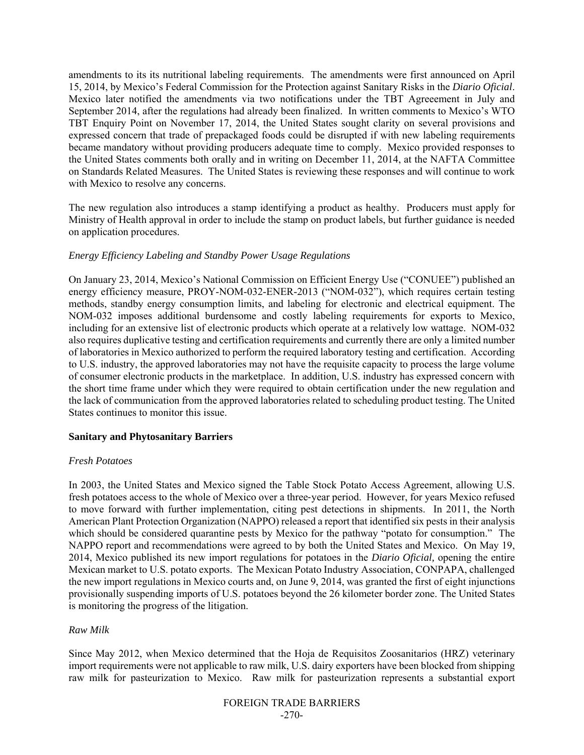amendments to its its nutritional labeling requirements. The amendments were first announced on April 15, 2014, by Mexico's Federal Commission for the Protection against Sanitary Risks in the *Diario Oficial*. Mexico later notified the amendments via two notifications under the TBT Agreeement in July and September 2014, after the regulations had already been finalized. In written comments to Mexico's WTO TBT Enquiry Point on November 17, 2014, the United States sought clarity on several provisions and expressed concern that trade of prepackaged foods could be disrupted if with new labeling requirements became mandatory without providing producers adequate time to comply. Mexico provided responses to the United States comments both orally and in writing on December 11, 2014, at the NAFTA Committee on Standards Related Measures. The United States is reviewing these responses and will continue to work with Mexico to resolve any concerns.

The new regulation also introduces a stamp identifying a product as healthy. Producers must apply for Ministry of Health approval in order to include the stamp on product labels, but further guidance is needed on application procedures.

*Energy Efficiency Labeling and Standby Power Usage Regulations*

On January 23, 2014, Mexico's National Commission on Efficient Energy Use ("CONUEE") published an energy efficiency measure, PROY-NOM-032-ENER-2013 ("NOM-032"), which requires certain testing methods, standby energy consumption limits, and labeling for electronic and electrical equipment. The NOM-032 imposes additional burdensome and costly labeling requirements for exports to Mexico, including for an extensive list of electronic products which operate at a relatively low wattage. NOM-032 also requires duplicative testing and certification requirements and currently there are only a limited number of laboratories in Mexico authorized to perform the required laboratory testing and certification. According to U.S. industry, the approved laboratories may not have the requisite capacity to process the large volume of consumer electronic products in the marketplace. In addition, U.S. industry has expressed concern with the short time frame under which they were required to obtain certification under the new regulation and the lack of communication from the approved laboratories related to scheduling product testing. The United States continues to monitor this issue.

**Sanitary and Phytosanitary Barriers**

*Fresh Potatoes*

In 2003, the United States and Mexico signed the Table Stock Potato Access Agreement, allowing U.S. fresh potatoes access to the whole of Mexico over a three-year period. However, for years Mexico refused to move forward with further implementation, citing pest detections in shipments. In 2011, the North American Plant Protection Organization (NAPPO) released a report that identified six pests in their analysis which should be considered quarantine pests by Mexico for the pathway "potato for consumption." The NAPPO report and recommendations were agreed to by both the United States and Mexico. On May 19, 2014, Mexico published its new import regulations for potatoes in the *Diario Oficial,* opening the entire Mexican market to U.S. potato exports. The Mexican Potato Industry Association, CONPAPA, challenged the new import regulations in Mexico courts and, on June 9, 2014, was granted the first of eight injunctions provisionally suspending imports of U.S. potatoes beyond the 26 kilometer border zone. The United States is monitoring the progress of the litigation.

*Raw Milk*

Since May 2012, when Mexico determined that the Hoja de Requisitos Zoosanitarios (HRZ) veterinary import requirements were not applicable to raw milk, U.S. dairy exporters have been blocked from shipping raw milk for pasteurization to Mexico. Raw milk for pasteurization represents a substantial export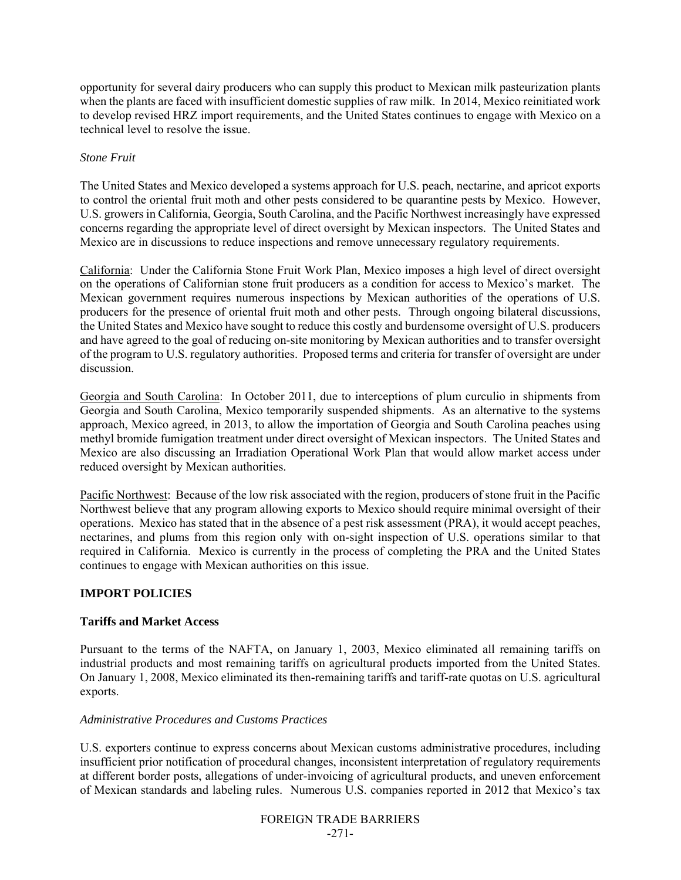opportunity for several dairy producers who can supply this product to Mexican milk pasteurization plants when the plants are faced with insufficient domestic supplies of raw milk. In 2014, Mexico reinitiated work to develop revised HRZ import requirements, and the United States continues to engage with Mexico on a technical level to resolve the issue.

*Stone Fruit*

The United States and Mexico developed a systems approach for U.S. peach, nectarine, and apricot exports to control the oriental fruit moth and other pests considered to be quarantine pests by Mexico. However, U.S. growers in California, Georgia, South Carolina, and the Pacific Northwest increasingly have expressed concerns regarding the appropriate level of direct oversight by Mexican inspectors. The United States and Mexico are in discussions to reduce inspections and remove unnecessary regulatory requirements.

<u>California</u>: Under the California Stone Fruit Work Plan, Mexico imposes a high level of direct oversight on the operations of Californian stone fruit producers as a condition for access to Mexico's market. The Mexican government requires numerous inspections by Mexican authorities of the operations of U.S. producers for the presence of oriental fruit moth and other pests. Through ongoing bilateral discussions, the United States and Mexico have sought to reduce this costly and burdensome oversight of U.S. producers and have agreed to the goal of reducing on-site monitoring by Mexican authorities and to transfer oversight of the program to U.S. regulatory authorities. Proposed terms and criteria for transfer of oversight are under discussion.

<u>Georgia and South Carolina</u>: In October 2011, due to interceptions of plum curculio in shipments from Georgia and South Carolina, Mexico temporarily suspended shipments. As an alternative to the systems approach, Mexico agreed, in 2013, to allow the importation of Georgia and South Carolina peaches using methyl bromide fumigation treatment under direct oversight of Mexican inspectors. The United States and Mexico are also discussing an Irradiation Operational Work Plan that would allow market access under reduced oversight by Mexican authorities.

<u>Pacific Northwest</u>: Because of the low risk associated with the region, producers of stone fruit in the Pacific Northwest believe that any program allowing exports to Mexico should require minimal oversight of their operations. Mexico has stated that in the absence of a pest risk assessment (PRA), it would accept peaches, nectarines, and plums from this region only with on-sight inspection of U.S. operations similar to that required in California. Mexico is currently in the process of completing the PRA and the United States continues to engage with Mexican authorities on this issue.

## IMPORT POLICIES

### Tariffs and Market Access

Pursuant to the terms of the NAFTA, on January 1, 2003, Mexico eliminated all remaining tariffs on industrial products and most remaining tariffs on agricultural products imported from the United States. On January 1, 2008, Mexico eliminated its then-remaining tariffs and tariff-rate quotas on U.S. agricultural exports.

*Administrative Procedures and Customs Practices*

U.S. exporters continue to express concerns about Mexican customs administrative procedures, including insufficient prior notification of procedural changes, inconsistent interpretation of regulatory requirements at different border posts, allegations of under-invoicing of agricultural products, and uneven enforcement of Mexican standards and labeling rules. Numerous U.S. companies reported in 2012 that Mexico's tax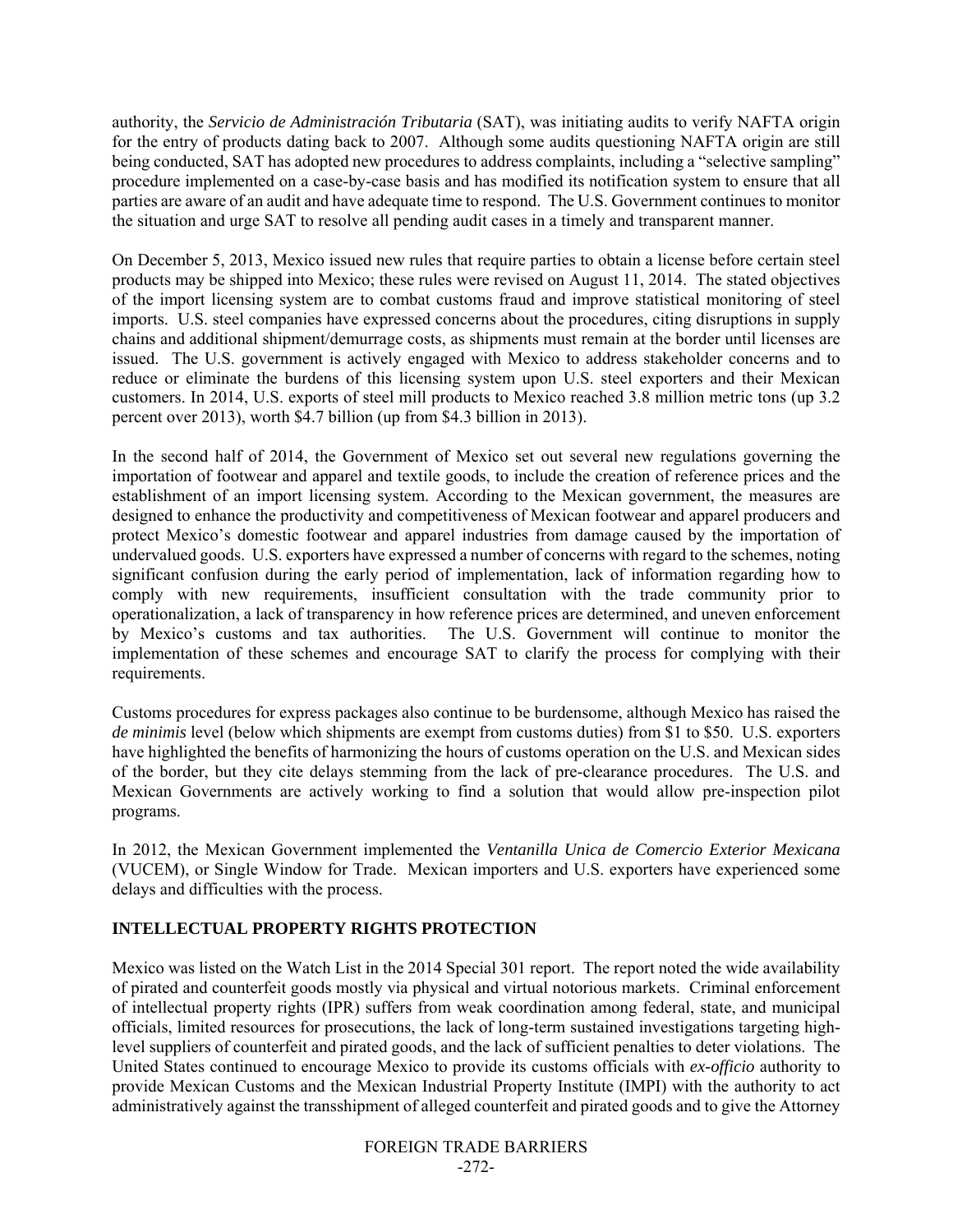authority, the *Servicio de Administración Tributaria* (SAT), was initiating audits to verify NAFTA origin for the entry of products dating back to 2007. Although some audits questioning NAFTA origin are still being conducted, SAT has adopted new procedures to address complaints, including a "selective sampling" procedure implemented on a case-by-case basis and has modified its notification system to ensure that all parties are aware of an audit and have adequate time to respond. The U.S. Government continues to monitor the situation and urge SAT to resolve all pending audit cases in a timely and transparent manner.

On December 5, 2013, Mexico issued new rules that require parties to obtain a license before certain steel products may be shipped into Mexico; these rules were revised on August 11, 2014. The stated objectives of the import licensing system are to combat customs fraud and improve statistical monitoring of steel imports. U.S. steel companies have expressed concerns about the procedures, citing disruptions in supply chains and additional shipment/demurrage costs, as shipments must remain at the border until licenses are issued. The U.S. government is actively engaged with Mexico to address stakeholder concerns and to reduce or eliminate the burdens of this licensing system upon U.S. steel exporters and their Mexican customers. In 2014, U.S. exports of steel mill products to Mexico reached 3.8 million metric tons (up 3.2 percent over 2013), worth $4.7 billion (up from $4.3 billion in 2013).

In the second half of 2014, the Government of Mexico set out several new regulations governing the importation of footwear and apparel and textile goods, to include the creation of reference prices and the establishment of an import licensing system. According to the Mexican government, the measures are designed to enhance the productivity and competitiveness of Mexican footwear and apparel producers and protect Mexico's domestic footwear and apparel industries from damage caused by the importation of undervalued goods. U.S. exporters have expressed a number of concerns with regard to the schemes, noting significant confusion during the early period of implementation, lack of information regarding how to comply with new requirements, insufficient consultation with the trade community prior to operationalization, a lack of transparency in how reference prices are determined, and uneven enforcement by Mexico's customs and tax authorities. The U.S. Government will continue to monitor the implementation of these schemes and encourage SAT to clarify the process for complying with their requirements.

Customs procedures for express packages also continue to be burdensome, although Mexico has raised the *de minimis* level (below which shipments are exempt from customs duties) from $1 to $50. U.S. exporters have highlighted the benefits of harmonizing the hours of customs operation on the U.S. and Mexican sides of the border, but they cite delays stemming from the lack of pre-clearance procedures. The U.S. and Mexican Governments are actively working to find a solution that would allow pre-inspection pilot programs.

In 2012, the Mexican Government implemented the *Ventanilla Unica de Comercio Exterior Mexicana* (VUCEM), or Single Window for Trade. Mexican importers and U.S. exporters have experienced some delays and difficulties with the process.

## INTELLECTUAL PROPERTY RIGHTS PROTECTION

Mexico was listed on the Watch List in the 2014 Special 301 report. The report noted the wide availability of pirated and counterfeit goods mostly via physical and virtual notorious markets. Criminal enforcement of intellectual property rights (IPR) suffers from weak coordination among federal, state, and municipal officials, limited resources for prosecutions, the lack of long-term sustained investigations targeting high-level suppliers of counterfeit and pirated goods, and the lack of sufficient penalties to deter violations. The United States continued to encourage Mexico to provide its customs officials with *ex-officio* authority to provide Mexican Customs and the Mexican Industrial Property Institute (IMPI) with the authority to act administratively against the transshipment of alleged counterfeit and pirated goods and to give the Attorney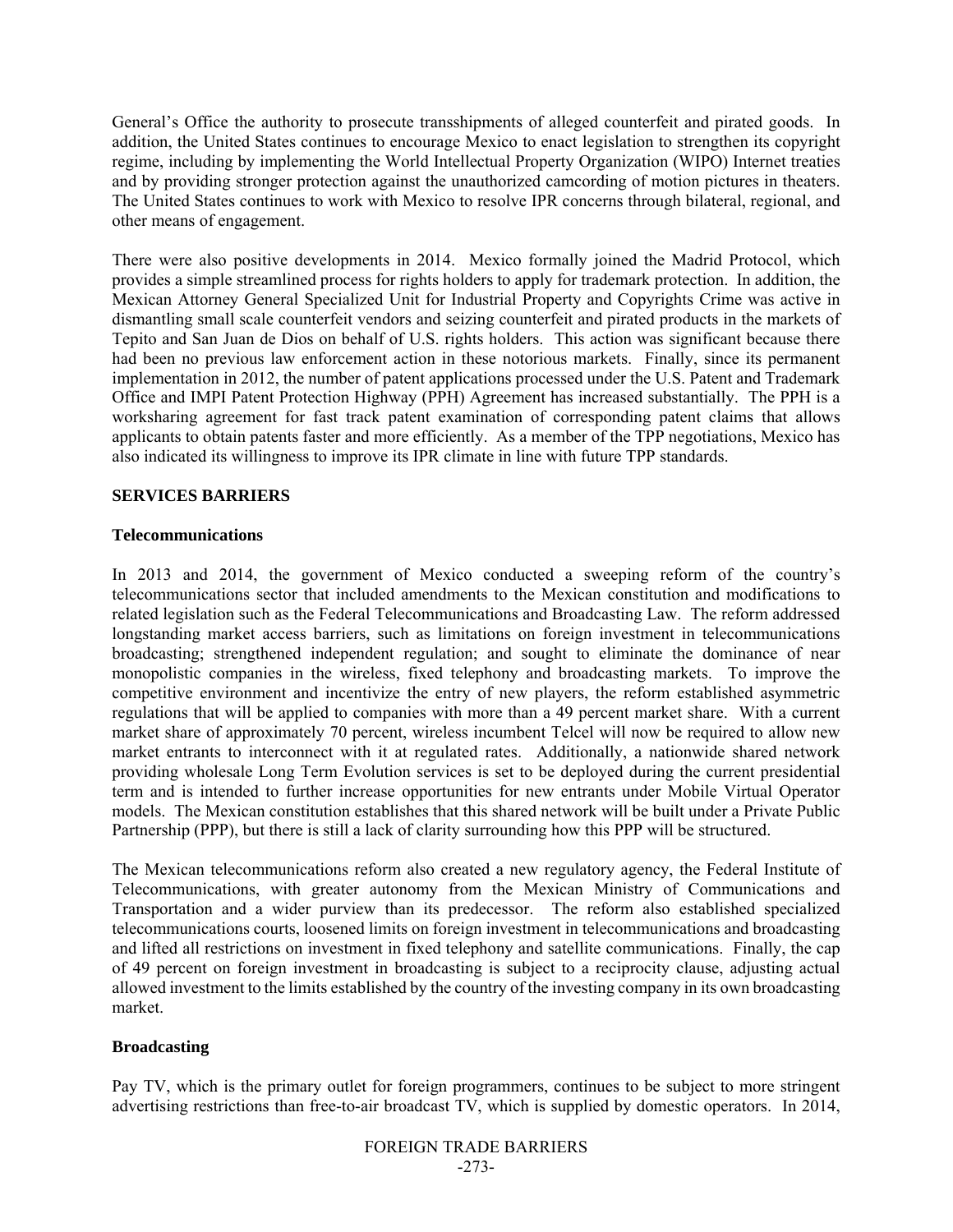General's Office the authority to prosecute transshipments of alleged counterfeit and pirated goods. In addition, the United States continues to encourage Mexico to enact legislation to strengthen its copyright regime, including by implementing the World Intellectual Property Organization (WIPO) Internet treaties and by providing stronger protection against the unauthorized camcording of motion pictures in theaters. The United States continues to work with Mexico to resolve IPR concerns through bilateral, regional, and other means of engagement.

There were also positive developments in 2014. Mexico formally joined the Madrid Protocol, which provides a simple streamlined process for rights holders to apply for trademark protection. In addition, the Mexican Attorney General Specialized Unit for Industrial Property and Copyrights Crime was active in dismantling small scale counterfeit vendors and seizing counterfeit and pirated products in the markets of Tepito and San Juan de Dios on behalf of U.S. rights holders. This action was significant because there had been no previous law enforcement action in these notorious markets. Finally, since its permanent implementation in 2012, the number of patent applications processed under the U.S. Patent and Trademark Office and IMPI Patent Protection Highway (PPH) Agreement has increased substantially. The PPH is a worksharing agreement for fast track patent examination of corresponding patent claims that allows applicants to obtain patents faster and more efficiently. As a member of the TPP negotiations, Mexico has also indicated its willingness to improve its IPR climate in line with future TPP standards.

## SERVICES BARRIERS

### Telecommunications

In 2013 and 2014, the government of Mexico conducted a sweeping reform of the country's telecommunications sector that included amendments to the Mexican constitution and modifications to related legislation such as the Federal Telecommunications and Broadcasting Law. The reform addressed longstanding market access barriers, such as limitations on foreign investment in telecommunications broadcasting; strengthened independent regulation; and sought to eliminate the dominance of near monopolistic companies in the wireless, fixed telephony and broadcasting markets. To improve the competitive environment and incentivize the entry of new players, the reform established asymmetric regulations that will be applied to companies with more than a 49 percent market share. With a current market share of approximately 70 percent, wireless incumbent Telcel will now be required to allow new market entrants to interconnect with it at regulated rates. Additionally, a nationwide shared network providing wholesale Long Term Evolution services is set to be deployed during the current presidential term and is intended to further increase opportunities for new entrants under Mobile Virtual Operator models. The Mexican constitution establishes that this shared network will be built under a Private Public Partnership (PPP), but there is still a lack of clarity surrounding how this PPP will be structured.

The Mexican telecommunications reform also created a new regulatory agency, the Federal Institute of Telecommunications, with greater autonomy from the Mexican Ministry of Communications and Transportation and a wider purview than its predecessor. The reform also established specialized telecommunications courts, loosened limits on foreign investment in telecommunications and broadcasting and lifted all restrictions on investment in fixed telephony and satellite communications. Finally, the cap of 49 percent on foreign investment in broadcasting is subject to a reciprocity clause, adjusting actual allowed investment to the limits established by the country of the investing company in its own broadcasting market.

### Broadcasting

Pay TV, which is the primary outlet for foreign programmers, continues to be subject to more stringent advertising restrictions than free-to-air broadcast TV, which is supplied by domestic operators. In 2014,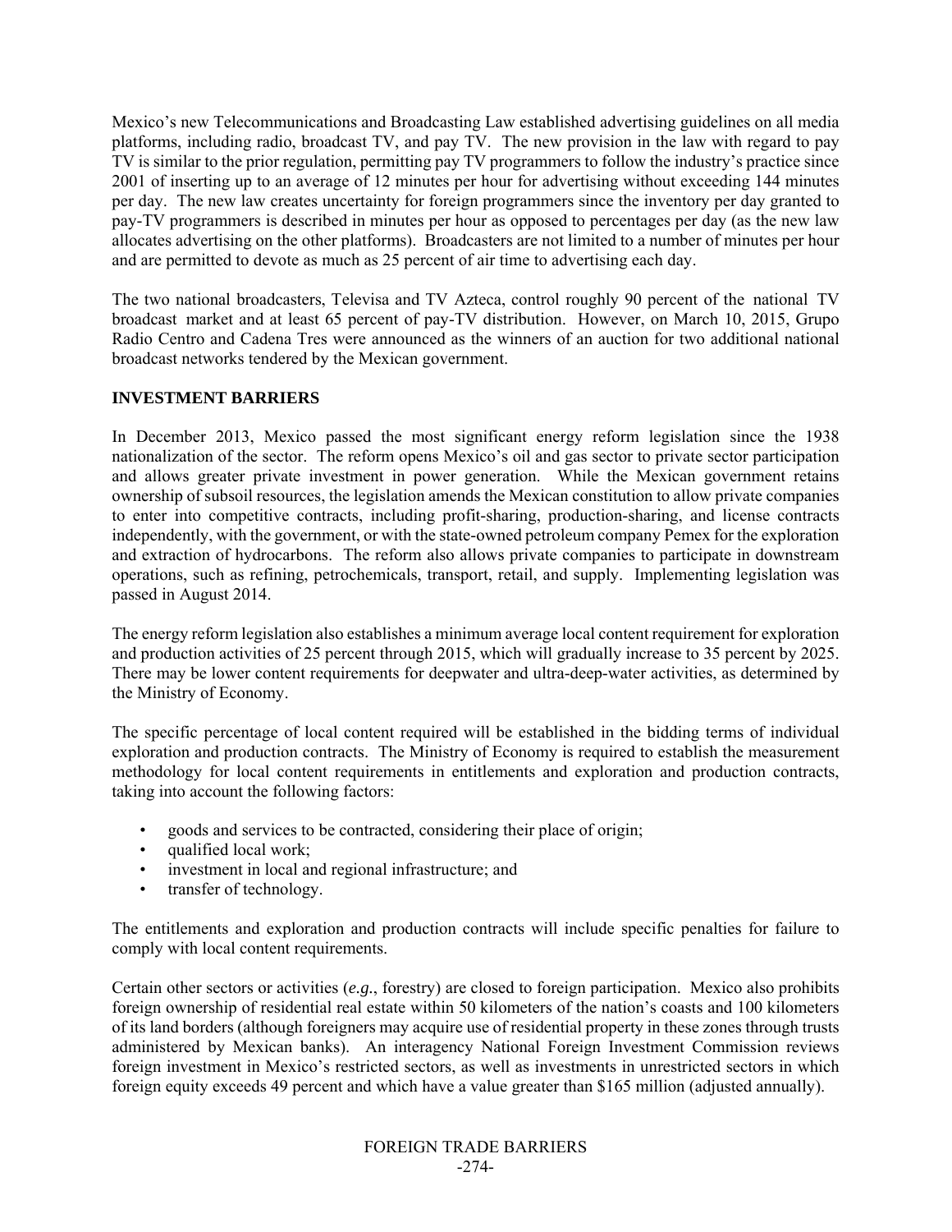Mexico's new Telecommunications and Broadcasting Law established advertising guidelines on all media platforms, including radio, broadcast TV, and pay TV. The new provision in the law with regard to pay TV is similar to the prior regulation, permitting pay TV programmers to follow the industry's practice since 2001 of inserting up to an average of 12 minutes per hour for advertising without exceeding 144 minutes per day. The new law creates uncertainty for foreign programmers since the inventory per day granted to pay-TV programmers is described in minutes per hour as opposed to percentages per day (as the new law allocates advertising on the other platforms). Broadcasters are not limited to a number of minutes per hour and are permitted to devote as much as 25 percent of air time to advertising each day.

The two national broadcasters, Televisa and TV Azteca, control roughly 90 percent of the national TV broadcast market and at least 65 percent of pay-TV distribution. However, on March 10, 2015, Grupo Radio Centro and Cadena Tres were announced as the winners of an auction for two additional national broadcast networks tendered by the Mexican government.

## INVESTMENT BARRIERS

In December 2013, Mexico passed the most significant energy reform legislation since the 1938 nationalization of the sector. The reform opens Mexico's oil and gas sector to private sector participation and allows greater private investment in power generation. While the Mexican government retains ownership of subsoil resources, the legislation amends the Mexican constitution to allow private companies to enter into competitive contracts, including profit-sharing, production-sharing, and license contracts independently, with the government, or with the state-owned petroleum company Pemex for the exploration and extraction of hydrocarbons. The reform also allows private companies to participate in downstream operations, such as refining, petrochemicals, transport, retail, and supply. Implementing legislation was passed in August 2014.

The energy reform legislation also establishes a minimum average local content requirement for exploration and production activities of 25 percent through 2015, which will gradually increase to 35 percent by 2025. There may be lower content requirements for deepwater and ultra-deep-water activities, as determined by the Ministry of Economy.

The specific percentage of local content required will be established in the bidding terms of individual exploration and production contracts. The Ministry of Economy is required to establish the measurement methodology for local content requirements in entitlements and exploration and production contracts, taking into account the following factors:

- goods and services to be contracted, considering their place of origin;
- qualified local work;
- investment in local and regional infrastructure; and
- transfer of technology.

The entitlements and exploration and production contracts will include specific penalties for failure to comply with local content requirements.

Certain other sectors or activities (*e.g.*, forestry) are closed to foreign participation. Mexico also prohibits foreign ownership of residential real estate within 50 kilometers of the nation's coasts and 100 kilometers of its land borders (although foreigners may acquire use of residential property in these zones through trusts administered by Mexican banks). An interagency National Foreign Investment Commission reviews foreign investment in Mexico's restricted sectors, as well as investments in unrestricted sectors in which foreign equity exceeds 49 percent and which have a value greater than $165 million (adjusted annually).